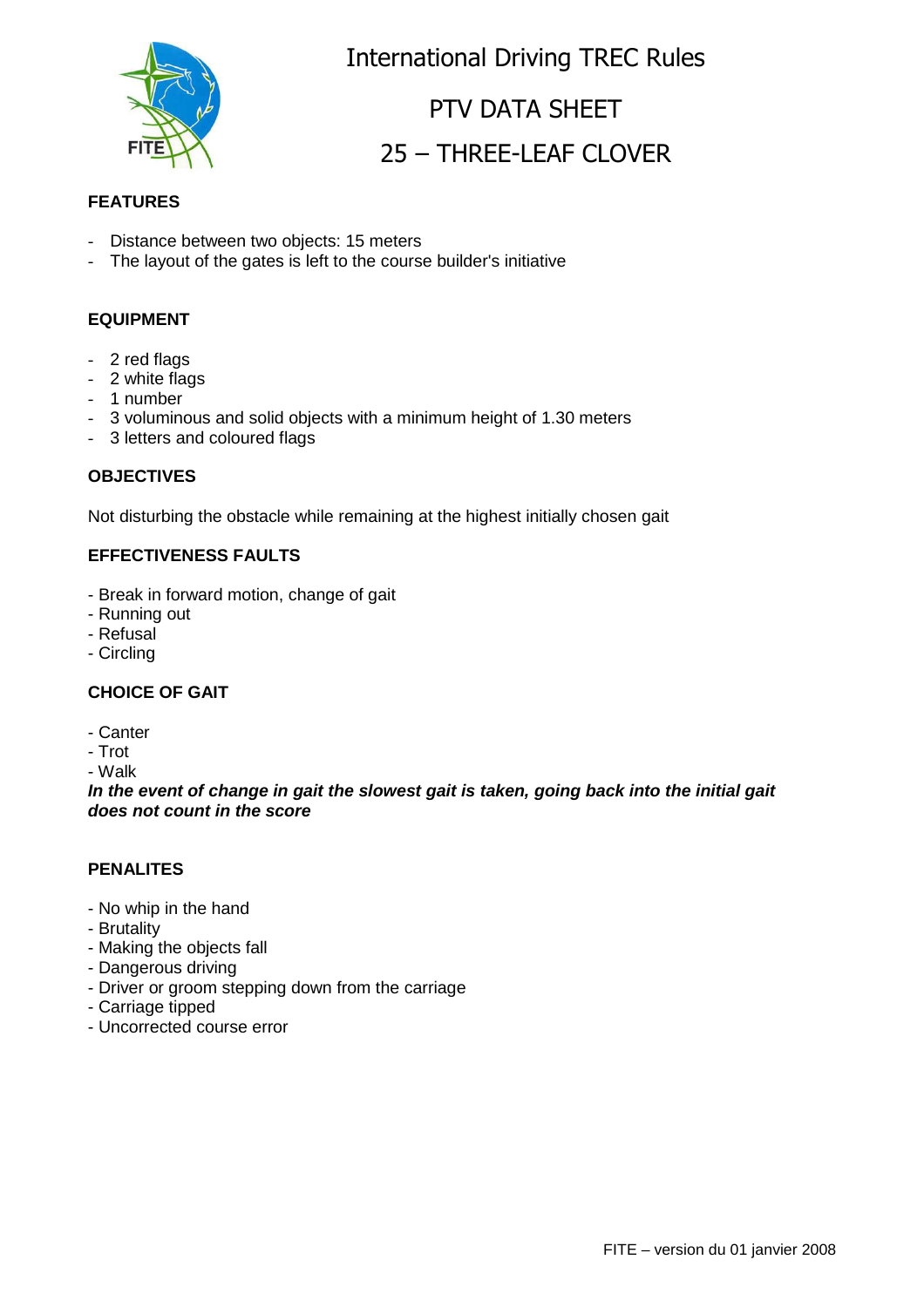# International Driving TREC Rules

## PTV DATA SHEET

## 25 – THREE-LEAF CLOVER

**FEATURES**

- Distance between two objects: 15 meters
- The layout of the gates is left to the course builder's initiative

**EQUIPMENT**

- 2 red flags
- 2 white flags
- 1 number
- 3 voluminous and solid objects with a minimum height of 1.30 meters
- 3 letters and coloured flags

**OBJECTIVES**

Not disturbing the obstacle while remaining at the highest initially chosen gait

**EFFECTIVENESS FAULTS**

- Break in forward motion, change of gait
- Running out
- Refusal
- Circling

**CHOICE OF GAIT**

- Canter
- Trot
- Walk

***In the event of change in gait the slowest gait is taken, going back into the initial gait does not count in the score***

**PENALITES**

- No whip in the hand
- Brutality
- Making the objects fall
- Dangerous driving
- Driver or groom stepping down from the carriage
- Carriage tipped
- Uncorrected course error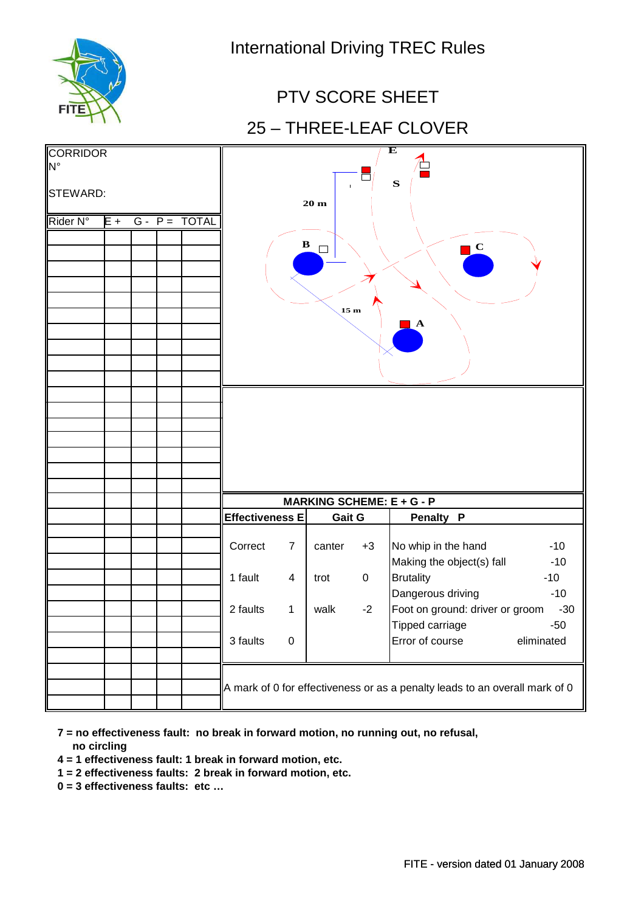# International Driving TREC Rules

## PTV SCORE SHEET

## 25 – THREE-LEAF CLOVER

CORRIDOR
N°

STEWARD:

| Rider N° | E + | G - | P = | TOTAL |
|---|---|---|---|---|
| | | | | |
| | | | | |
| | | | | |
| | | | | |
| | | | | |
| | | | | |
| | | | | |
| | | | | |
| | | | | |
| | | | | |
| | | | | |
| | | | | |
| | | | | |
| | | | | |
| | | | | |
| | | | | |
| | | | | |
| | | | | |
| | | | | |
| | | | | |
| | | | | |
| | | | | |
| | | | | |
| | | | | |
| | | | | |
| | | | | |
| | | | | |
| | | | | |
| | | | | |
| | | | | |
| | | | | |

E

S

20 m

B

C

15 m

A

**MARKING SCHEME: E + G - P**

| Effectiveness E | | Gait G | | Penalty P | |
|---|---|---|---|---|---|
| Correct | 7 | canter | +3 | No whip in the hand | -10 |
| | | | | Making the object(s) fall | -10 |
| 1 fault | 4 | trot | 0 | Brutality | -10 |
| | | | | Dangerous driving | -10 |
| 2 faults | 1 | walk | -2 | Foot on ground: driver or groom | -30 |
| | | | | Tipped carriage | -50 |
| 3 faults | 0 | | | Error of course | eliminated |

A mark of 0 for effectiveness or as a penalty leads to an overall mark of 0

**7 = no effectiveness fault: no break in forward motion, no running out, no refusal, no circling**
**4 = 1 effectiveness fault: 1 break in forward motion, etc.**
**1 = 2 effectiveness faults: 2 break in forward motion, etc.**
**0 = 3 effectiveness faults: etc …**

FITE - version dated 01 January 2008